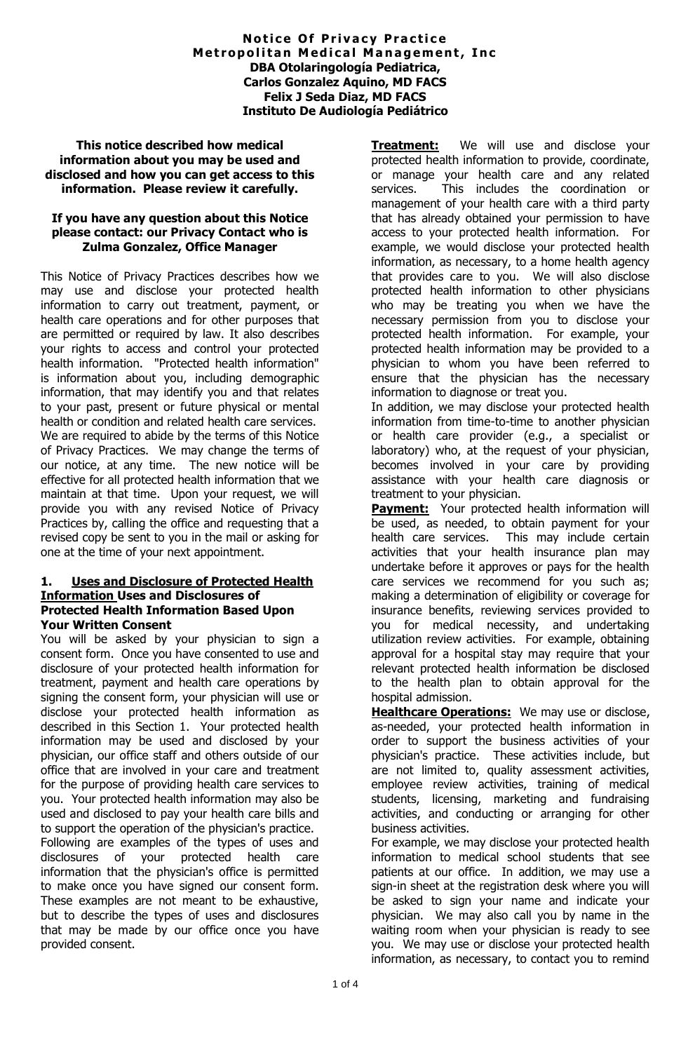**Notice Of Privacy Practice**
**Metropolitan Medical Management, Inc**
**DBA Otolaringología Pediatrica,**
**Carlos Gonzalez Aquino, MD FACS**
**Felix J Seda Diaz, MD FACS**
**Instituto De Audiología Pediátrico**

**This notice described how medical information about you may be used and disclosed and how you can get access to this information. Please review it carefully.**

**If you have any question about this Notice please contact: our Privacy Contact who is Zulma Gonzalez, Office Manager**

This Notice of Privacy Practices describes how we may use and disclose your protected health information to carry out treatment, payment, or health care operations and for other purposes that are permitted or required by law. It also describes your rights to access and control your protected health information. "Protected health information" is information about you, including demographic information, that may identify you and that relates to your past, present or future physical or mental health or condition and related health care services. We are required to abide by the terms of this Notice of Privacy Practices. We may change the terms of our notice, at any time. The new notice will be effective for all protected health information that we maintain at that time. Upon your request, we will provide you with any revised Notice of Privacy Practices by, calling the office and requesting that a revised copy be sent to you in the mail or asking for one at the time of your next appointment.

## 1. Uses and Disclosure of Protected Health Information Uses and Disclosures of Protected Health Information Based Upon Your Written Consent

You will be asked by your physician to sign a consent form. Once you have consented to use and disclosure of your protected health information for treatment, payment and health care operations by signing the consent form, your physician will use or disclose your protected health information as described in this Section 1. Your protected health information may be used and disclosed by your physician, our office staff and others outside of our office that are involved in your care and treatment for the purpose of providing health care services to you. Your protected health information may also be used and disclosed to pay your health care bills and to support the operation of the physician's practice.

Following are examples of the types of uses and disclosures of your protected health care information that the physician's office is permitted to make once you have signed our consent form. These examples are not meant to be exhaustive, but to describe the types of uses and disclosures that may be made by our office once you have provided consent.

**Treatment:** We will use and disclose your protected health information to provide, coordinate, or manage your health care and any related services. This includes the coordination or management of your health care with a third party that has already obtained your permission to have access to your protected health information. For example, we would disclose your protected health information, as necessary, to a home health agency that provides care to you. We will also disclose protected health information to other physicians who may be treating you when we have the necessary permission from you to disclose your protected health information. For example, your protected health information may be provided to a physician to whom you have been referred to ensure that the physician has the necessary information to diagnose or treat you.

In addition, we may disclose your protected health information from time-to-time to another physician or health care provider (e.g., a specialist or laboratory) who, at the request of your physician, becomes involved in your care by providing assistance with your health care diagnosis or treatment to your physician.

**Payment:** Your protected health information will be used, as needed, to obtain payment for your health care services. This may include certain activities that your health insurance plan may undertake before it approves or pays for the health care services we recommend for you such as; making a determination of eligibility or coverage for insurance benefits, reviewing services provided to you for medical necessity, and undertaking utilization review activities. For example, obtaining approval for a hospital stay may require that your relevant protected health information be disclosed to the health plan to obtain approval for the hospital admission.

**Healthcare Operations:** We may use or disclose, as-needed, your protected health information in order to support the business activities of your physician's practice. These activities include, but are not limited to, quality assessment activities, employee review activities, training of medical students, licensing, marketing and fundraising activities, and conducting or arranging for other business activities.

For example, we may disclose your protected health information to medical school students that see patients at our office. In addition, we may use a sign-in sheet at the registration desk where you will be asked to sign your name and indicate your physician. We may also call you by name in the waiting room when your physician is ready to see you. We may use or disclose your protected health information, as necessary, to contact you to remind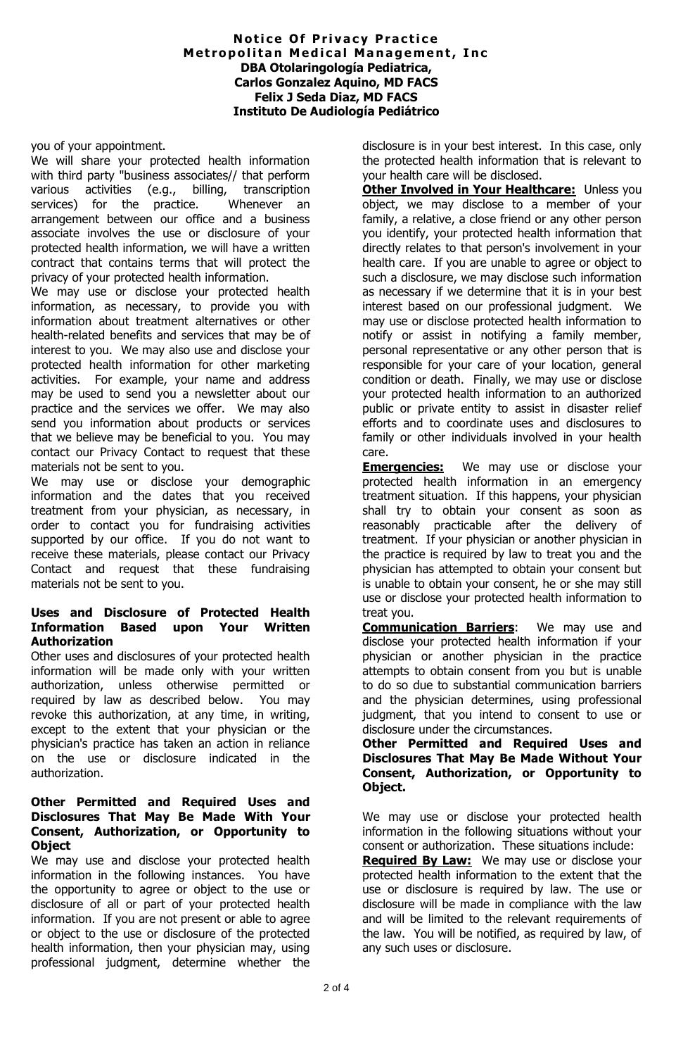you of your appointment.

We will share your protected health information with third party "business associates// that perform various activities (e.g., billing, transcription services) for the practice. Whenever an arrangement between our office and a business associate involves the use or disclosure of your protected health information, we will have a written contract that contains terms that will protect the privacy of your protected health information.

We may use or disclose your protected health information, as necessary, to provide you with information about treatment alternatives or other health-related benefits and services that may be of interest to you. We may also use and disclose your protected health information for other marketing activities. For example, your name and address may be used to send you a newsletter about our practice and the services we offer. We may also send you information about products or services that we believe may be beneficial to you. You may contact our Privacy Contact to request that these materials not be sent to you.

We may use or disclose your demographic information and the dates that you received treatment from your physician, as necessary, in order to contact you for fundraising activities supported by our office. If you do not want to receive these materials, please contact our Privacy Contact and request that these fundraising materials not be sent to you.

**Uses and Disclosure of Protected Health Information Based upon Your Written Authorization**

Other uses and disclosures of your protected health information will be made only with your written authorization, unless otherwise permitted or required by law as described below. You may revoke this authorization, at any time, in writing, except to the extent that your physician or the physician's practice has taken an action in reliance on the use or disclosure indicated in the authorization.

**Other Permitted and Required Uses and Disclosures That May Be Made With Your Consent, Authorization, or Opportunity to Object**

We may use and disclose your protected health information in the following instances. You have the opportunity to agree or object to the use or disclosure of all or part of your protected health information. If you are not present or able to agree or object to the use or disclosure of the protected health information, then your physician may, using professional judgment, determine whether the disclosure is in your best interest. In this case, only the protected health information that is relevant to your health care will be disclosed.

**Other Involved in Your Healthcare:** Unless you object, we may disclose to a member of your family, a relative, a close friend or any other person you identify, your protected health information that directly relates to that person's involvement in your health care. If you are unable to agree or object to such a disclosure, we may disclose such information as necessary if we determine that it is in your best interest based on our professional judgment. We may use or disclose protected health information to notify or assist in notifying a family member, personal representative or any other person that is responsible for your care of your location, general condition or death. Finally, we may use or disclose your protected health information to an authorized public or private entity to assist in disaster relief efforts and to coordinate uses and disclosures to family or other individuals involved in your health care.

**Emergencies:** We may use or disclose your protected health information in an emergency treatment situation. If this happens, your physician shall try to obtain your consent as soon as reasonably practicable after the delivery of treatment. If your physician or another physician in the practice is required by law to treat you and the physician has attempted to obtain your consent but is unable to obtain your consent, he or she may still use or disclose your protected health information to treat you.

**Communication Barriers**: We may use and disclose your protected health information if your physician or another physician in the practice attempts to obtain consent from you but is unable to do so due to substantial communication barriers and the physician determines, using professional judgment, that you intend to consent to use or disclosure under the circumstances.

**Other Permitted and Required Uses and Disclosures That May Be Made Without Your Consent, Authorization, or Opportunity to Object.**

We may use or disclose your protected health information in the following situations without your consent or authorization. These situations include:

**Required By Law:** We may use or disclose your protected health information to the extent that the use or disclosure is required by law. The use or disclosure will be made in compliance with the law and will be limited to the relevant requirements of the law. You will be notified, as required by law, of any such uses or disclosure.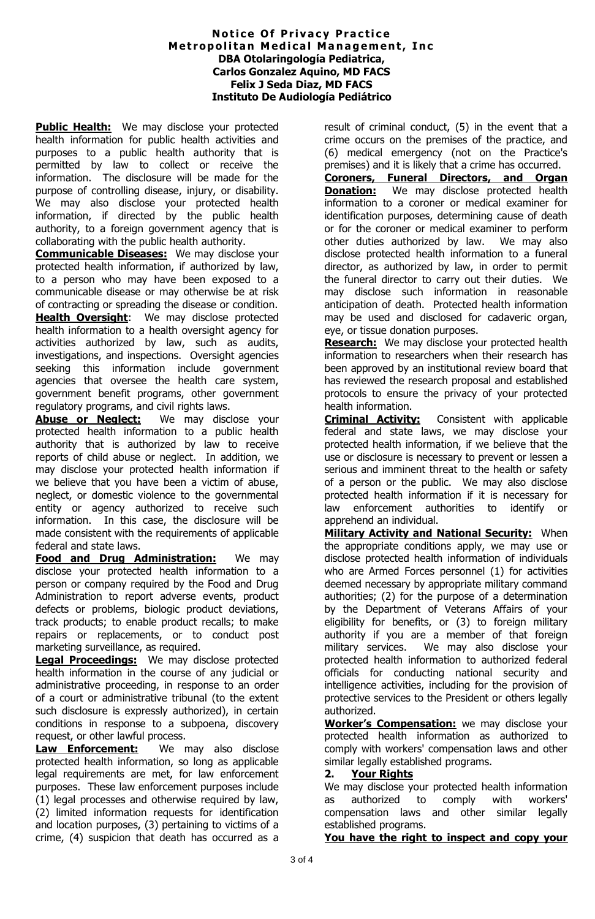**Notice Of Privacy Practice**
**Metropolitan Medical Management, Inc**
**DBA Otolaringología Pediatrica,**
**Carlos Gonzalez Aquino, MD FACS**
**Felix J Seda Diaz, MD FACS**
**Instituto De Audiología Pediátrico**

**Public Health:** We may disclose your protected health information for public health activities and purposes to a public health authority that is permitted by law to collect or receive the information. The disclosure will be made for the purpose of controlling disease, injury, or disability. We may also disclose your protected health information, if directed by the public health authority, to a foreign government agency that is collaborating with the public health authority.

**Communicable Diseases:** We may disclose your protected health information, if authorized by law, to a person who may have been exposed to a communicable disease or may otherwise be at risk of contracting or spreading the disease or condition.

**Health Oversight**: We may disclose protected health information to a health oversight agency for activities authorized by law, such as audits, investigations, and inspections. Oversight agencies seeking this information include government agencies that oversee the health care system, government benefit programs, other government regulatory programs, and civil rights laws.

**Abuse or Neglect:** We may disclose your protected health information to a public health authority that is authorized by law to receive reports of child abuse or neglect. In addition, we may disclose your protected health information if we believe that you have been a victim of abuse, neglect, or domestic violence to the governmental entity or agency authorized to receive such information. In this case, the disclosure will be made consistent with the requirements of applicable federal and state laws.

**Food and Drug Administration:** We may disclose your protected health information to a person or company required by the Food and Drug Administration to report adverse events, product defects or problems, biologic product deviations, track products; to enable product recalls; to make repairs or replacements, or to conduct post marketing surveillance, as required.

**Legal Proceedings:** We may disclose protected health information in the course of any judicial or administrative proceeding, in response to an order of a court or administrative tribunal (to the extent such disclosure is expressly authorized), in certain conditions in response to a subpoena, discovery request, or other lawful process.

**Law Enforcement:** We may also disclose protected health information, so long as applicable legal requirements are met, for law enforcement purposes. These law enforcement purposes include (1) legal processes and otherwise required by law, (2) limited information requests for identification and location purposes, (3) pertaining to victims of a crime, (4) suspicion that death has occurred as a result of criminal conduct, (5) in the event that a crime occurs on the premises of the practice, and (6) medical emergency (not on the Practice's premises) and it is likely that a crime has occurred.

**Coroners, Funeral Directors, and Organ Donation:** We may disclose protected health information to a coroner or medical examiner for identification purposes, determining cause of death or for the coroner or medical examiner to perform other duties authorized by law. We may also disclose protected health information to a funeral director, as authorized by law, in order to permit the funeral director to carry out their duties. We may disclose such information in reasonable anticipation of death. Protected health information may be used and disclosed for cadaveric organ, eye, or tissue donation purposes.

**Research:** We may disclose your protected health information to researchers when their research has been approved by an institutional review board that has reviewed the research proposal and established protocols to ensure the privacy of your protected health information.

**Criminal Activity:** Consistent with applicable federal and state laws, we may disclose your protected health information, if we believe that the use or disclosure is necessary to prevent or lessen a serious and imminent threat to the health or safety of a person or the public. We may also disclose protected health information if it is necessary for law enforcement authorities to identify or apprehend an individual.

**Military Activity and National Security:** When the appropriate conditions apply, we may use or disclose protected health information of individuals who are Armed Forces personnel (1) for activities deemed necessary by appropriate military command authorities; (2) for the purpose of a determination by the Department of Veterans Affairs of your eligibility for benefits, or (3) to foreign military authority if you are a member of that foreign military services. We may also disclose your protected health information to authorized federal officials for conducting national security and intelligence activities, including for the provision of protective services to the President or others legally authorized.

**Worker's Compensation:** we may disclose your protected health information as authorized to comply with workers' compensation laws and other similar legally established programs.

## 2. Your Rights

We may disclose your protected health information as authorized to comply with workers' compensation laws and other similar legally established programs.

**You have the right to inspect and copy your**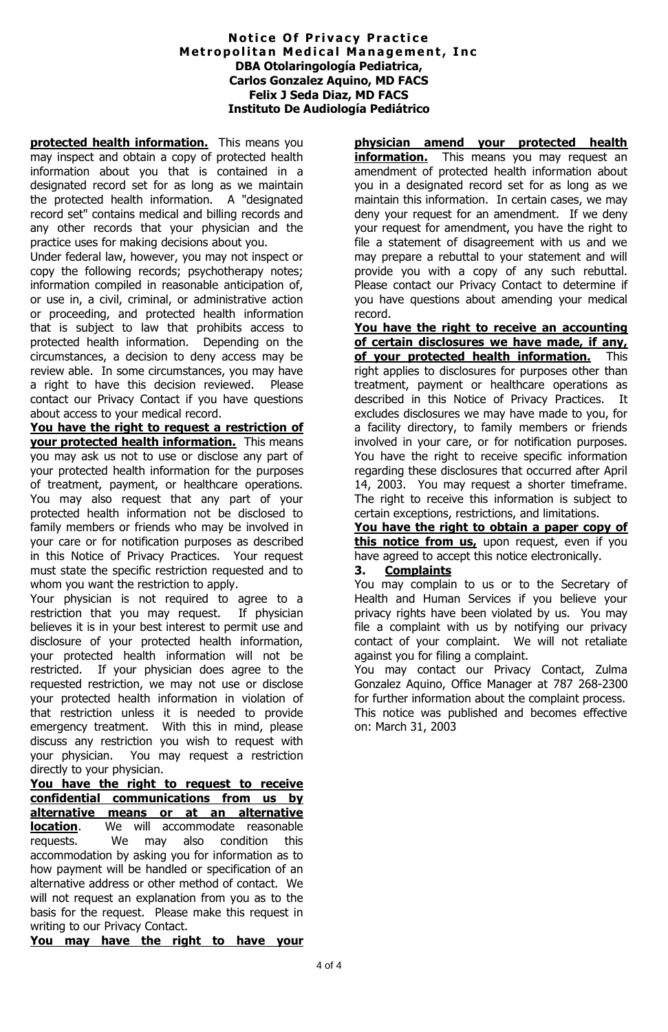# Notice Of Privacy Practice
## Metropolitan Medical Management, Inc
### DBA Otolaringología Pediatrica,
### Carlos Gonzalez Aquino, MD FACS
### Felix J Seda Diaz, MD FACS
### Instituto De Audiología Pediátrico

**protected health information.** This means you may inspect and obtain a copy of protected health information about you that is contained in a designated record set for as long as we maintain the protected health information. A "designated record set" contains medical and billing records and any other records that your physician and the practice uses for making decisions about you.

Under federal law, however, you may not inspect or copy the following records; psychotherapy notes; information compiled in reasonable anticipation of, or use in, a civil, criminal, or administrative action or proceeding, and protected health information that is subject to law that prohibits access to protected health information. Depending on the circumstances, a decision to deny access may be review able. In some circumstances, you may have a right to have this decision reviewed. Please contact our Privacy Contact if you have questions about access to your medical record.

**You have the right to request a restriction of your protected health information.** This means you may ask us not to use or disclose any part of your protected health information for the purposes of treatment, payment, or healthcare operations. You may also request that any part of your protected health information not be disclosed to family members or friends who may be involved in your care or for notification purposes as described in this Notice of Privacy Practices. Your request must state the specific restriction requested and to whom you want the restriction to apply.

Your physician is not required to agree to a restriction that you may request. If physician believes it is in your best interest to permit use and disclosure of your protected health information, your protected health information will not be restricted. If your physician does agree to the requested restriction, we may not use or disclose your protected health information in violation of that restriction unless it is needed to provide emergency treatment. With this in mind, please discuss any restriction you wish to request with your physician. You may request a restriction directly to your physician.

**You have the right to request to receive confidential communications from us by alternative means or at an alternative location**. We will accommodate reasonable requests. We may also condition this accommodation by asking you for information as to how payment will be handled or specification of an alternative address or other method of contact. We will not request an explanation from you as to the basis for the request. Please make this request in writing to our Privacy Contact.

**You may have the right to have your physician amend your protected health information.** This means you may request an amendment of protected health information about you in a designated record set for as long as we maintain this information. In certain cases, we may deny your request for an amendment. If we deny your request for amendment, you have the right to file a statement of disagreement with us and we may prepare a rebuttal to your statement and will provide you with a copy of any such rebuttal. Please contact our Privacy Contact to determine if you have questions about amending your medical record.

**You have the right to receive an accounting of certain disclosures we have made, if any, of your protected health information.** This right applies to disclosures for purposes other than treatment, payment or healthcare operations as described in this Notice of Privacy Practices. It excludes disclosures we may have made to you, for a facility directory, to family members or friends involved in your care, or for notification purposes. You have the right to receive specific information regarding these disclosures that occurred after April 14, 2003. You may request a shorter timeframe. The right to receive this information is subject to certain exceptions, restrictions, and limitations.

**You have the right to obtain a paper copy of this notice from us,** upon request, even if you have agreed to accept this notice electronically.

**3. Complaints**

You may complain to us or to the Secretary of Health and Human Services if you believe your privacy rights have been violated by us. You may file a complaint with us by notifying our privacy contact of your complaint. We will not retaliate against you for filing a complaint.

You may contact our Privacy Contact, Zulma Gonzalez Aquino, Office Manager at 787 268-2300 for further information about the complaint process. This notice was published and becomes effective on: March 31, 2003